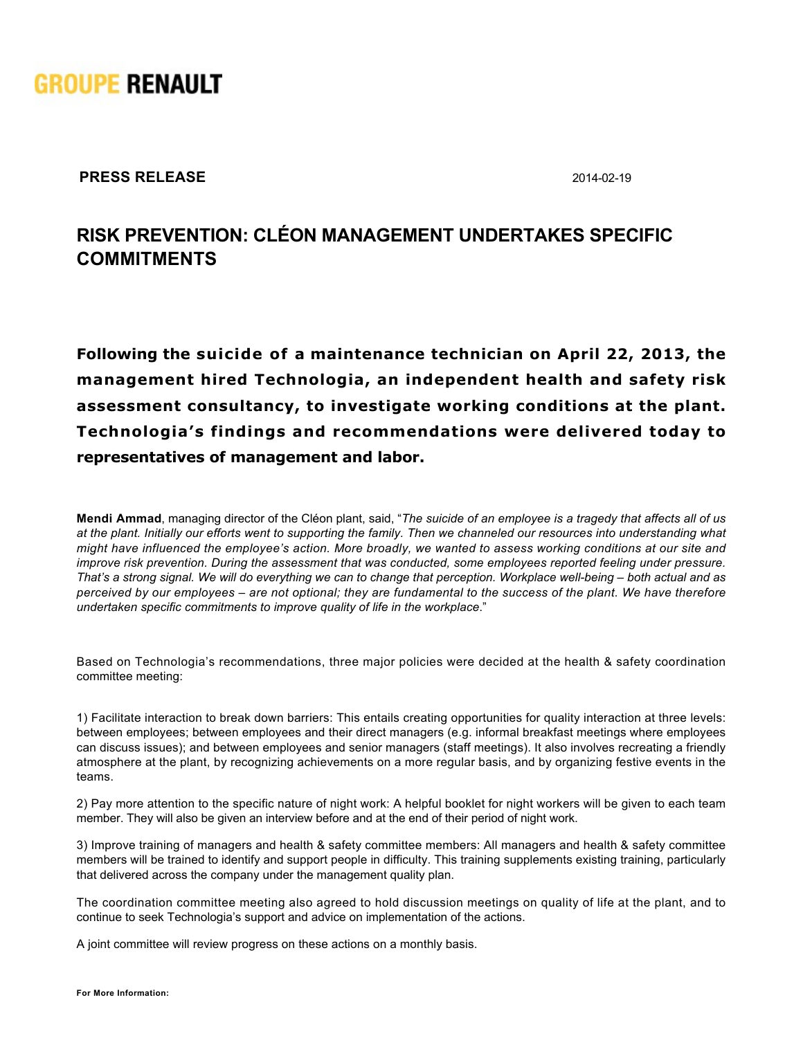GROUPE RENAULT

**PRESS RELEASE** 2014-02-19

# RISK PREVENTION: CLÉON MANAGEMENT UNDERTAKES SPECIFIC COMMITMENTS

**Following the suicide of a maintenance technician on April 22, 2013, the management hired Technologia, an independent health and safety risk assessment consultancy, to investigate working conditions at the plant. Technologia's findings and recommendations were delivered today to representatives of management and labor.**

**Mendi Ammad**, managing director of the Cléon plant, said, "*The suicide of an employee is a tragedy that affects all of us at the plant. Initially our efforts went to supporting the family. Then we channeled our resources into understanding what might have influenced the employee's action. More broadly, we wanted to assess working conditions at our site and improve risk prevention. During the assessment that was conducted, some employees reported feeling under pressure. That's a strong signal. We will do everything we can to change that perception. Workplace well-being – both actual and as perceived by our employees – are not optional; they are fundamental to the success of the plant. We have therefore undertaken specific commitments to improve quality of life in the workplace.*"

Based on Technologia's recommendations, three major policies were decided at the health & safety coordination committee meeting:

1) Facilitate interaction to break down barriers: This entails creating opportunities for quality interaction at three levels: between employees; between employees and their direct managers (e.g. informal breakfast meetings where employees can discuss issues); and between employees and senior managers (staff meetings). It also involves recreating a friendly atmosphere at the plant, by recognizing achievements on a more regular basis, and by organizing festive events in the teams.

2) Pay more attention to the specific nature of night work: A helpful booklet for night workers will be given to each team member. They will also be given an interview before and at the end of their period of night work.

3) Improve training of managers and health & safety committee members: All managers and health & safety committee members will be trained to identify and support people in difficulty. This training supplements existing training, particularly that delivered across the company under the management quality plan.

The coordination committee meeting also agreed to hold discussion meetings on quality of life at the plant, and to continue to seek Technologia's support and advice on implementation of the actions.

A joint committee will review progress on these actions on a monthly basis.

**For More Information:**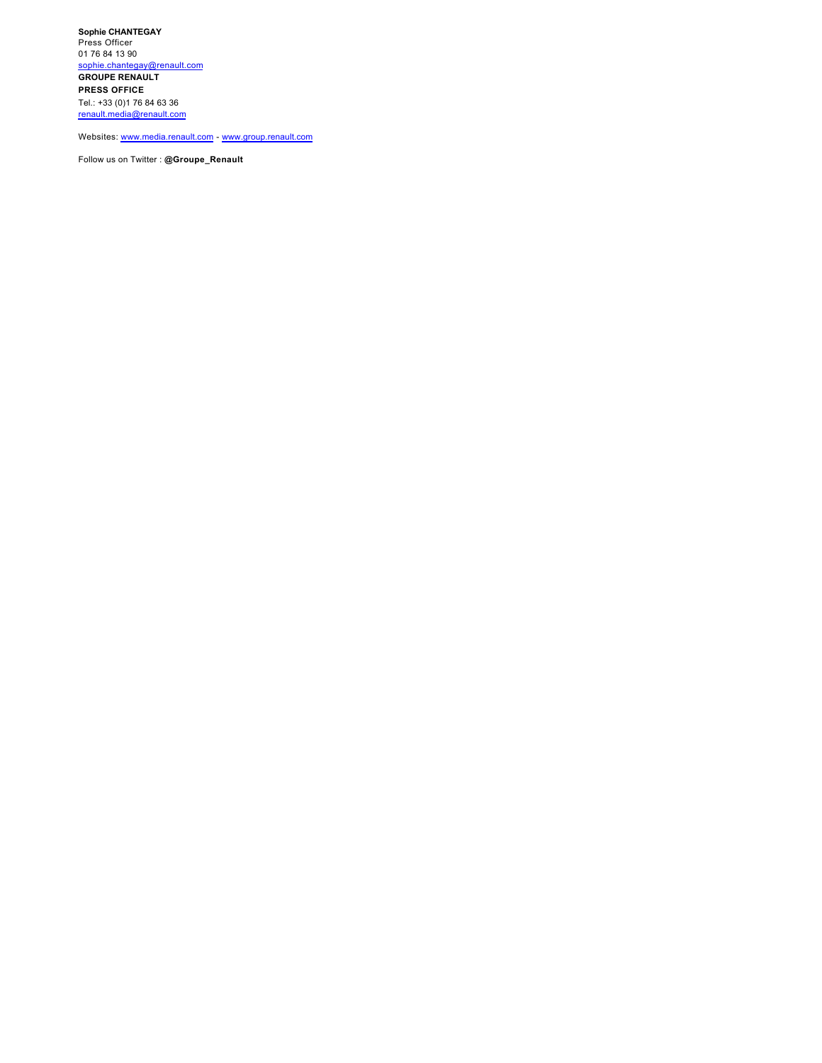**Sophie CHANTEGAY**
Press Officer
01 76 84 13 90
sophie.chantegay@renault.com

**GROUPE RENAULT**
**PRESS OFFICE**
Tel.: +33 (0)1 76 84 63 36
renault.media@renault.com

Websites: www.media.renault.com - www.group.renault.com

Follow us on Twitter : **@Groupe_Renault**